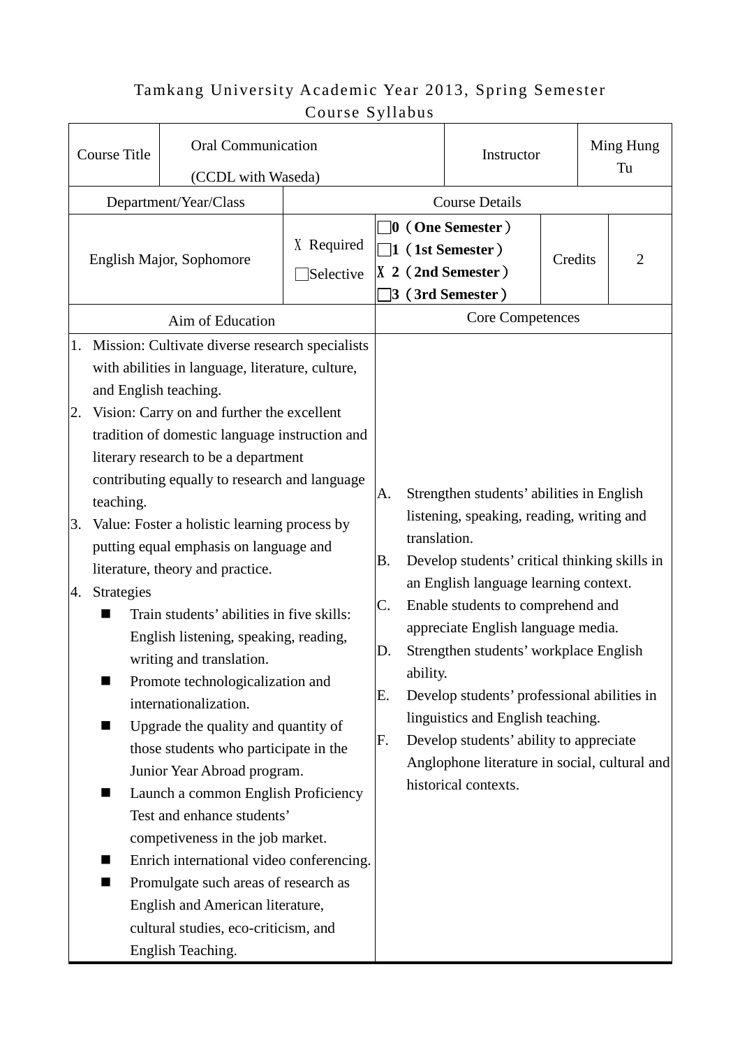# Tamkang University Academic Year 2013, Spring Semester
## Course Syllabus

| Course Title | Oral Communication (CCDL with Waseda) | | | Instructor | Ming Hung Tu |
|---|---|---|---|---|---|
| Department/Year/Class | | Course Details | | | |
| English Major, Sophomore | | Ｘ Required<br>□Selective | □**0（One Semester）**<br>□**1（1st Semester）**<br>Ｘ **2（2nd Semester）**<br>□**3（3rd Semester）** | Credits | 2 |

| Aim of Education | Core Competences |
|---|---|
| 1. Mission: Cultivate diverse research specialists with abilities in language, literature, culture, and English teaching.<br>2. Vision: Carry on and further the excellent tradition of domestic language instruction and literary research to be a department contributing equally to research and language teaching.<br>3. Value: Foster a holistic learning process by putting equal emphasis on language and literature, theory and practice.<br>4. Strategies<br>■ Train students' abilities in five skills: English listening, speaking, reading, writing and translation.<br>■ Promote technologicalization and internationalization.<br>■ Upgrade the quality and quantity of those students who participate in the Junior Year Abroad program.<br>■ Launch a common English Proficiency Test and enhance students' competiveness in the job market.<br>■ Enrich international video conferencing.<br>■ Promulgate such areas of research as English and American literature, cultural studies, eco-criticism, and English Teaching. | A. Strengthen students' abilities in English listening, speaking, reading, writing and translation.<br>B. Develop students' critical thinking skills in an English language learning context.<br>C. Enable students to comprehend and appreciate English language media.<br>D. Strengthen students' workplace English ability.<br>E. Develop students' professional abilities in linguistics and English teaching.<br>F. Develop students' ability to appreciate Anglophone literature in social, cultural and historical contexts. |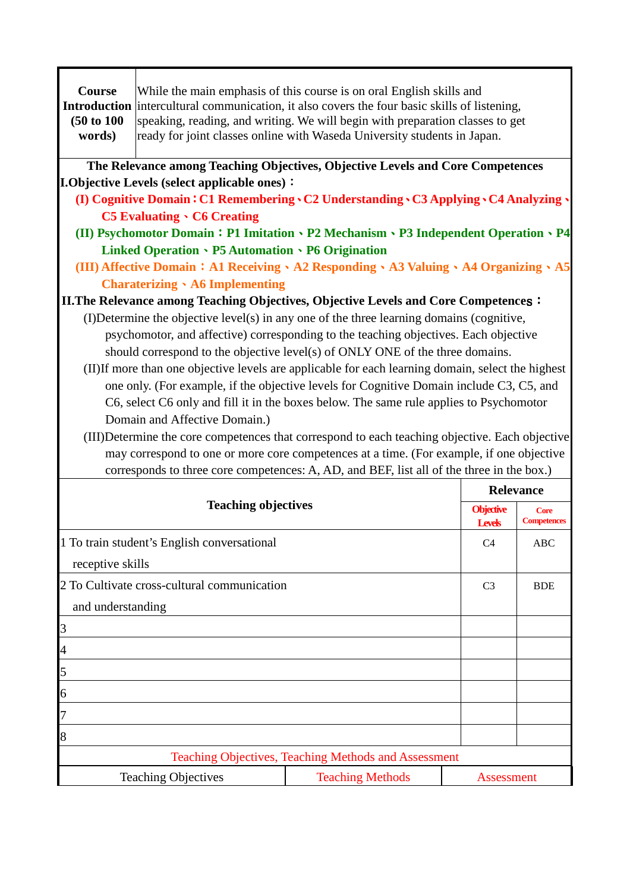| Course Introduction (50 to 100 words) | While the main emphasis of this course is on oral English skills and intercultural communication, it also covers the four basic skills of listening, speaking, reading, and writing. We will begin with preparation classes to get ready for joint classes online with Waseda University students in Japan. |
|---|---|

**The Relevance among Teaching Objectives, Objective Levels and Core Competences**

**I.Objective Levels (select applicable ones)：**

- **(I) Cognitive Domain：C1 Remembering、C2 Understanding、C3 Applying、C4 Analyzing、C5 Evaluating 、C6 Creating**
- **(II) Psychomotor Domain：P1 Imitation 、P2 Mechanism 、P3 Independent Operation 、P4 Linked Operation 、P5 Automation 、P6 Origination**
- **(III) Affective Domain：A1 Receiving 、A2 Responding 、A3 Valuing 、A4 Organizing 、A5 Charaterizing 、A6 Implementing**

**II.The Relevance among Teaching Objectives, Objective Levels and Core Competences：**

(I)Determine the objective level(s) in any one of the three learning domains (cognitive, psychomotor, and affective) corresponding to the teaching objectives. Each objective should correspond to the objective level(s) of ONLY ONE of the three domains.

(II)If more than one objective levels are applicable for each learning domain, select the highest one only. (For example, if the objective levels for Cognitive Domain include C3, C5, and C6, select C6 only and fill it in the boxes below. The same rule applies to Psychomotor Domain and Affective Domain.)

(III)Determine the core competences that correspond to each teaching objective. Each objective may correspond to one or more core competences at a time. (For example, if one objective corresponds to three core competences: A, AD, and BEF, list all of the three in the box.)

| Teaching objectives | Relevance | |
|---|---|---|
| | Objective Levels | Core Competences |
| 1 To train student's English conversational receptive skills | C4 | ABC |
| 2 To Cultivate cross-cultural communication and understanding | C3 | BDE |
| 3 | | |
| 4 | | |
| 5 | | |
| 6 | | |
| 7 | | |
| 8 | | |

Teaching Objectives, Teaching Methods and Assessment

| Teaching Objectives | Teaching Methods | Assessment |
|---|---|---|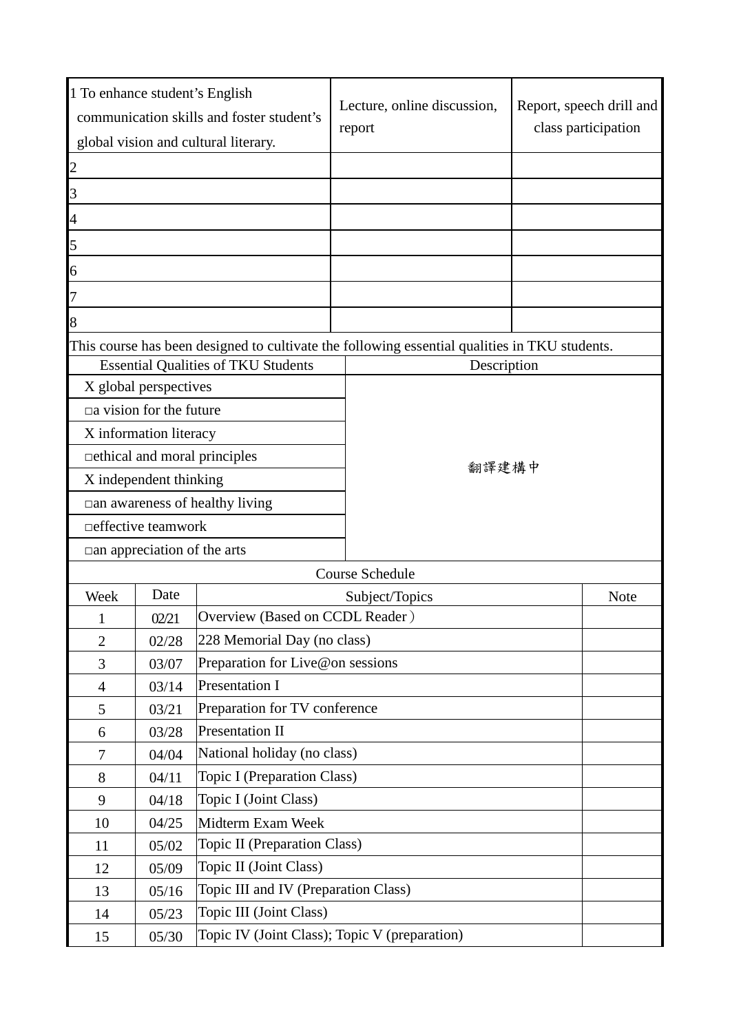| | | |
|---|---|---|
| 1 To enhance student's English communication skills and foster student's global vision and cultural literary. | Lecture, online discussion, report | Report, speech drill and class participation |
| 2 | | |
| 3 | | |
| 4 | | |
| 5 | | |
| 6 | | |
| 7 | | |
| 8 | | |

This course has been designed to cultivate the following essential qualities in TKU students.

| Essential Qualities of TKU Students | Description |
|---|---|
| X global perspectives | 翻譯建構中 |
| □a vision for the future | |
| X information literacy | |
| □ethical and moral principles | |
| X independent thinking | |
| □an awareness of healthy living | |
| □effective teamwork | |
| □an appreciation of the arts | |

Course Schedule

| Week | Date | Subject/Topics | Note |
|---|---|---|---|
| 1 | 02/21 | Overview (Based on CCDL Reader） | |
| 2 | 02/28 | 228 Memorial Day (no class) | |
| 3 | 03/07 | Preparation for Live@on sessions | |
| 4 | 03/14 | Presentation I | |
| 5 | 03/21 | Preparation for TV conference | |
| 6 | 03/28 | Presentation II | |
| 7 | 04/04 | National holiday (no class) | |
| 8 | 04/11 | Topic I (Preparation Class) | |
| 9 | 04/18 | Topic I (Joint Class) | |
| 10 | 04/25 | Midterm Exam Week | |
| 11 | 05/02 | Topic II (Preparation Class) | |
| 12 | 05/09 | Topic II (Joint Class) | |
| 13 | 05/16 | Topic III and IV (Preparation Class) | |
| 14 | 05/23 | Topic III (Joint Class) | |
| 15 | 05/30 | Topic IV (Joint Class); Topic V (preparation) | |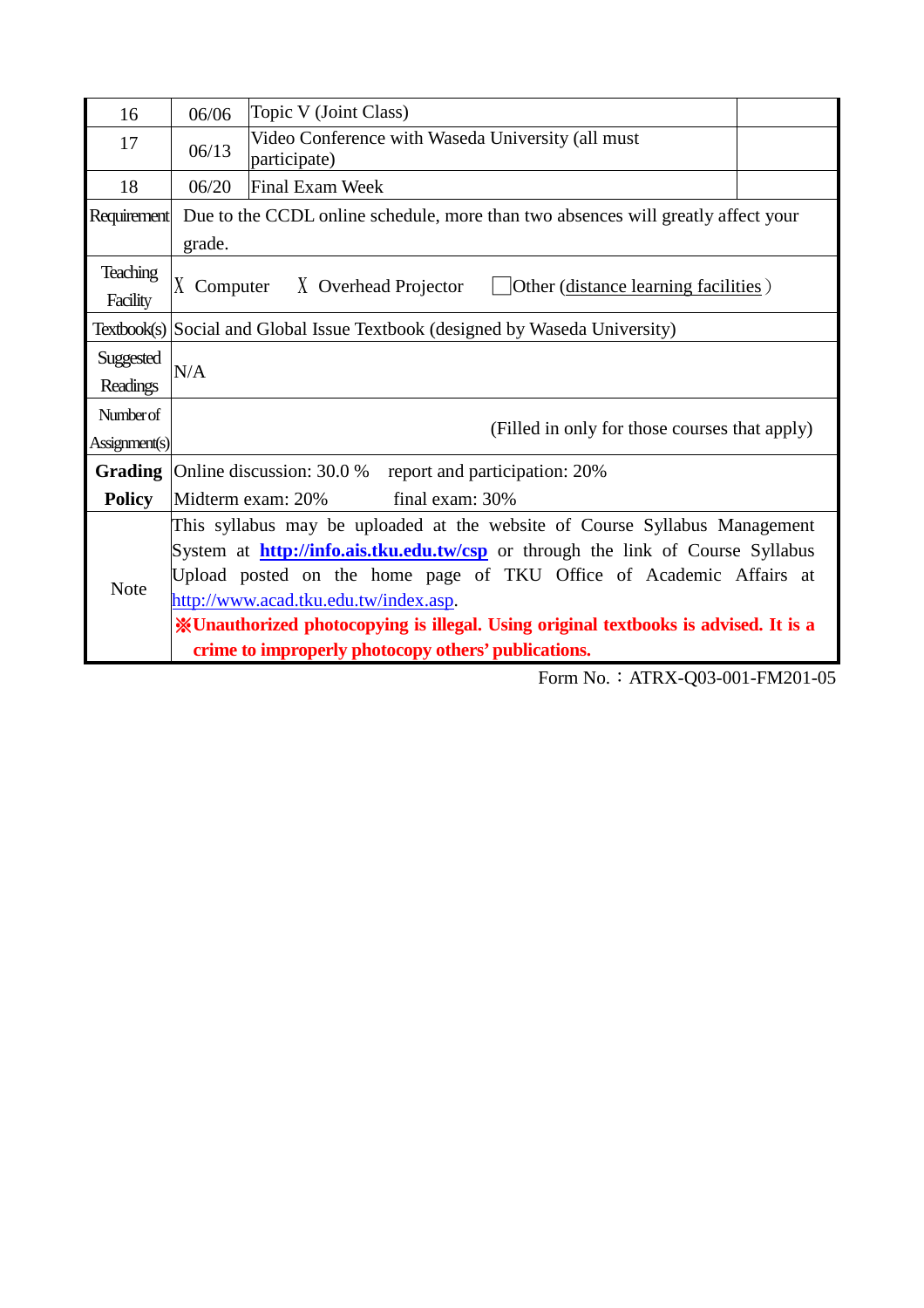| | | | |
|---|---|---|---|
| 16 | 06/06 | Topic V (Joint Class) | |
| 17 | 06/13 | Video Conference with Waseda University (all must participate) | |
| 18 | 06/20 | Final Exam Week | |
| Requirement | Due to the CCDL online schedule, more than two absences will greatly affect your grade. | | |
| Teaching Facility | Ｘ Computer　Ｘ Overhead Projector　☐Other (distance learning facilities） | | |
| Textbook(s) | Social and Global Issue Textbook (designed by Waseda University) | | |
| Suggested Readings | N/A | | |
| Number of Assignment(s) | (Filled in only for those courses that apply) | | |
| **Grading Policy** | Online discussion: 30.0 %　report and participation: 20%<br>Midterm exam: 20%　final exam: 30% | | |
| Note | This syllabus may be uploaded at the website of Course Syllabus Management System at **http://info.ais.tku.edu.tw/csp** or through the link of Course Syllabus Upload posted on the home page of TKU Office of Academic Affairs at http://www.acad.tku.edu.tw/index.asp.<br>**※Unauthorized photocopying is illegal. Using original textbooks is advised. It is a crime to improperly photocopy others' publications.** | | |

Form No.：ATRX-Q03-001-FM201-05